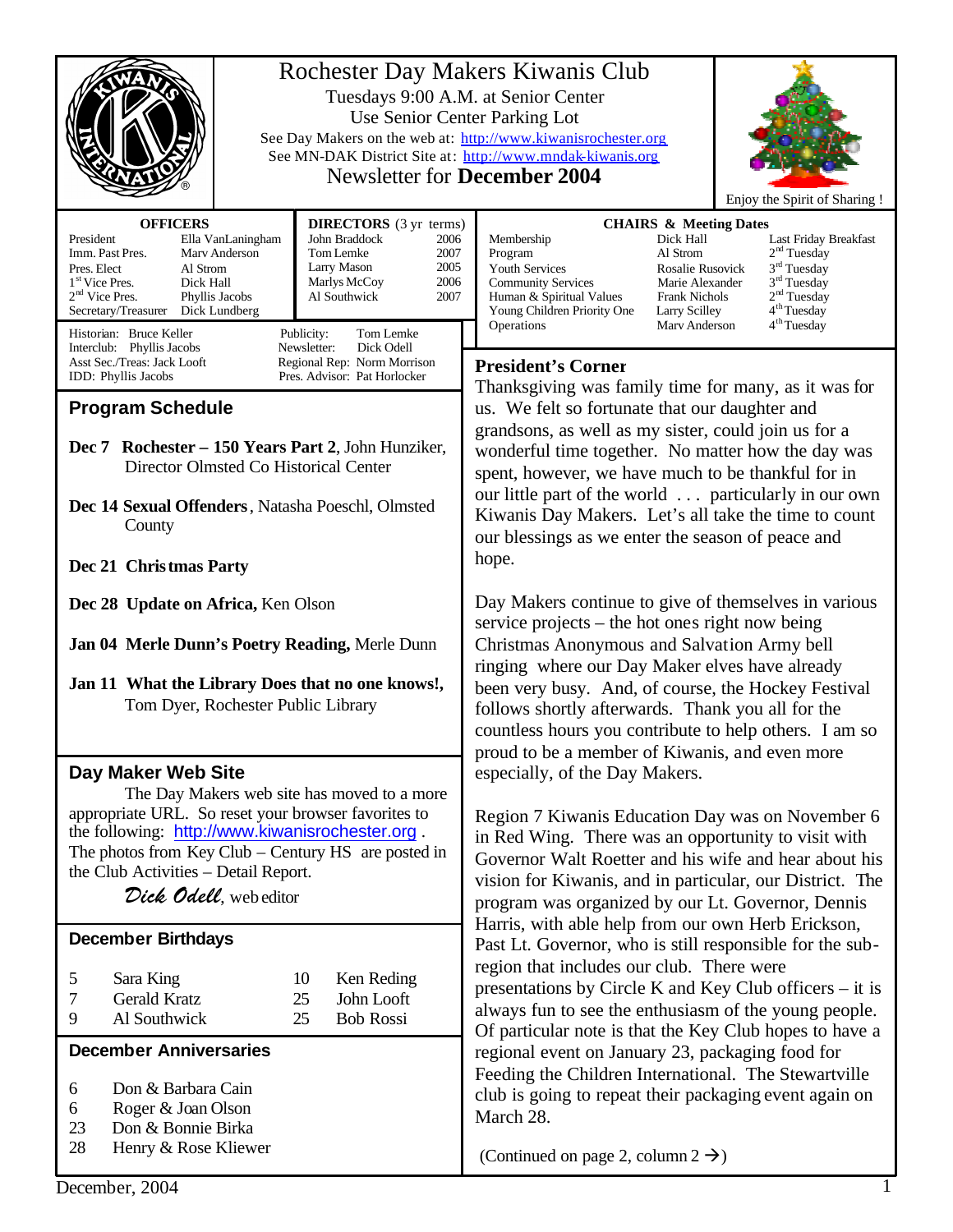# Rochester Day Makers Kiwanis Club

Tuesdays 9:00 A.M. at Senior Center

Use Senior Center Parking Lot

See Day Makers on the web at: http://www.kiwanisrochester.org

See MN-DAK District Site at: http://www.mndak-kiwanis.org

## Newsletter for **December 2004**

Enjoy the Spirit of Sharing !

| OFFICERS | |
|---|---|
| President | Ella VanLaningham |
| Imm. Past Pres. | Marv Anderson |
| Pres. Elect | Al Strom |
| 1st Vice Pres. | Dick Hall |
| 2nd Vice Pres. | Phyllis Jacobs |
| Secretary/Treasurer | Dick Lundberg |

| DIRECTORS (3 yr terms) | |
|---|---|
| John Braddock | 2006 |
| Tom Lemke | 2007 |
| Larry Mason | 2005 |
| Marlys McCoy | 2006 |
| Al Southwick | 2007 |

| CHAIRS & Meeting Dates | | |
|---|---|---|
| Membership | Dick Hall | Last Friday Breakfast |
| Program | Al Strom | 2nd Tuesday |
| Youth Services | Rosalie Rusovick | 3rd Tuesday |
| Community Services | Marie Alexander | 3rd Tuesday |
| Human & Spiritual Values | Frank Nichols | 2nd Tuesday |
| Young Children Priority One | Larry Scilley | 4th Tuesday |
| Operations | Marv Anderson | 4th Tuesday |

Historian: Bruce Keller
Interclub: Phyllis Jacobs
Asst Sec./Treas: Jack Looft
IDD: Phyllis Jacobs
Publicity: Tom Lemke
Newsletter: Dick Odell
Regional Rep: Norm Morrison
Pres. Advisor: Pat Horlocker

## Program Schedule

**Dec 7 Rochester – 150 Years Part 2**, John Hunziker, Director Olmsted Co Historical Center

**Dec 14 Sexual Offenders**, Natasha Poeschl, Olmsted County

**Dec 21 Christmas Party**

**Dec 28 Update on Africa,** Ken Olson

**Jan 04 Merle Dunn's Poetry Reading,** Merle Dunn

**Jan 11 What the Library Does that no one knows!,** Tom Dyer, Rochester Public Library

## Day Maker Web Site

The Day Makers web site has moved to a more appropriate URL. So reset your browser favorites to the following: http://www.kiwanisrochester.org . The photos from Key Club – Century HS are posted in the Club Activities – Detail Report.

*Dick Odell*, web editor

## December Birthdays

| | | | |
|---|---|---|---|
| 5 | Sara King | 10 | Ken Reding |
| 7 | Gerald Kratz | 25 | John Looft |
| 9 | Al Southwick | 25 | Bob Rossi |

## December Anniversaries

| | |
|---|---|
| 6 | Don & Barbara Cain |
| 6 | Roger & Joan Olson |
| 23 | Don & Bonnie Birka |
| 28 | Henry & Rose Kliewer |

## President's Corner

Thanksgiving was family time for many, as it was for us. We felt so fortunate that our daughter and grandsons, as well as my sister, could join us for a wonderful time together. No matter how the day was spent, however, we have much to be thankful for in our little part of the world . . . particularly in our own Kiwanis Day Makers. Let's all take the time to count our blessings as we enter the season of peace and hope.

Day Makers continue to give of themselves in various service projects – the hot ones right now being Christmas Anonymous and Salvation Army bell ringing where our Day Maker elves have already been very busy. And, of course, the Hockey Festival follows shortly afterwards. Thank you all for the countless hours you contribute to help others. I am so proud to be a member of Kiwanis, and even more especially, of the Day Makers.

Region 7 Kiwanis Education Day was on November 6 in Red Wing. There was an opportunity to visit with Governor Walt Roetter and his wife and hear about his vision for Kiwanis, and in particular, our District. The program was organized by our Lt. Governor, Dennis Harris, with able help from our own Herb Erickson, Past Lt. Governor, who is still responsible for the sub-region that includes our club. There were presentations by Circle K and Key Club officers – it is always fun to see the enthusiasm of the young people. Of particular note is that the Key Club hopes to have a regional event on January 23, packaging food for Feeding the Children International. The Stewartville club is going to repeat their packaging event again on March 28.

(Continued on page 2, column 2 →)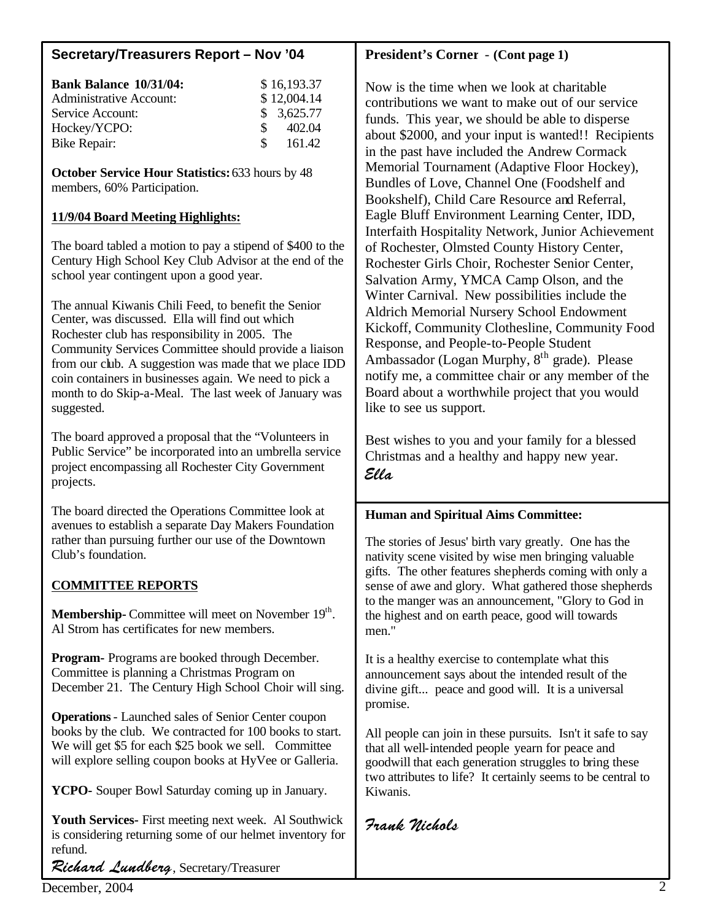## Secretary/Treasurers Report – Nov '04

| **Bank Balance 10/31/04:** | $ 16,193.37 |
|---|---|
| Administrative Account: | $ 12,004.14 |
| Service Account: | $ 3,625.77 |
| Hockey/YCPO: | $ 402.04 |
| Bike Repair: | $ 161.42 |

**October Service Hour Statistics:** 633 hours by 48 members, 60% Participation.

**11/9/04 Board Meeting Highlights:**

The board tabled a motion to pay a stipend of $400 to the Century High School Key Club Advisor at the end of the school year contingent upon a good year.

The annual Kiwanis Chili Feed, to benefit the Senior Center, was discussed. Ella will find out which Rochester club has responsibility in 2005. The Community Services Committee should provide a liaison from our club. A suggestion was made that we place IDD coin containers in businesses again. We need to pick a month to do Skip-a-Meal. The last week of January was suggested.

The board approved a proposal that the "Volunteers in Public Service" be incorporated into an umbrella service project encompassing all Rochester City Government projects.

The board directed the Operations Committee look at avenues to establish a separate Day Makers Foundation rather than pursuing further our use of the Downtown Club's foundation.

**COMMITTEE REPORTS**

**Membership**- Committee will meet on November 19th. Al Strom has certificates for new members.

**Program**- Programs are booked through December. Committee is planning a Christmas Program on December 21. The Century High School Choir will sing.

**Operations** - Launched sales of Senior Center coupon books by the club. We contracted for 100 books to start. We will get $5 for each $25 book we sell. Committee will explore selling coupon books at HyVee or Galleria.

**YCPO**- Souper Bowl Saturday coming up in January.

**Youth Services**- First meeting next week. Al Southwick is considering returning some of our helmet inventory for refund.

*Richard Lundberg*, Secretary/Treasurer

## President's Corner - (Cont page 1)

Now is the time when we look at charitable contributions we want to make out of our service funds. This year, we should be able to disperse about $2000, and your input is wanted!! Recipients in the past have included the Andrew Cormack Memorial Tournament (Adaptive Floor Hockey), Bundles of Love, Channel One (Foodshelf and Bookshelf), Child Care Resource and Referral, Eagle Bluff Environment Learning Center, IDD, Interfaith Hospitality Network, Junior Achievement of Rochester, Olmsted County History Center, Rochester Girls Choir, Rochester Senior Center, Salvation Army, YMCA Camp Olson, and the Winter Carnival. New possibilities include the Aldrich Memorial Nursery School Endowment Kickoff, Community Clothesline, Community Food Response, and People-to-People Student Ambassador (Logan Murphy, 8th grade). Please notify me, a committee chair or any member of the Board about a worthwhile project that you would like to see us support.

Best wishes to you and your family for a blessed Christmas and a healthy and happy new year.

*Ella*

## Human and Spiritual Aims Committee:

The stories of Jesus' birth vary greatly. One has the nativity scene visited by wise men bringing valuable gifts. The other features shepherds coming with only a sense of awe and glory. What gathered those shepherds to the manger was an announcement, "Glory to God in the highest and on earth peace, good will towards men."

It is a healthy exercise to contemplate what this announcement says about the intended result of the divine gift... peace and good will. It is a universal promise.

All people can join in these pursuits. Isn't it safe to say that all well-intended people yearn for peace and goodwill that each generation struggles to bring these two attributes to life? It certainly seems to be central to Kiwanis.

*Frank Nichols*

December, 2004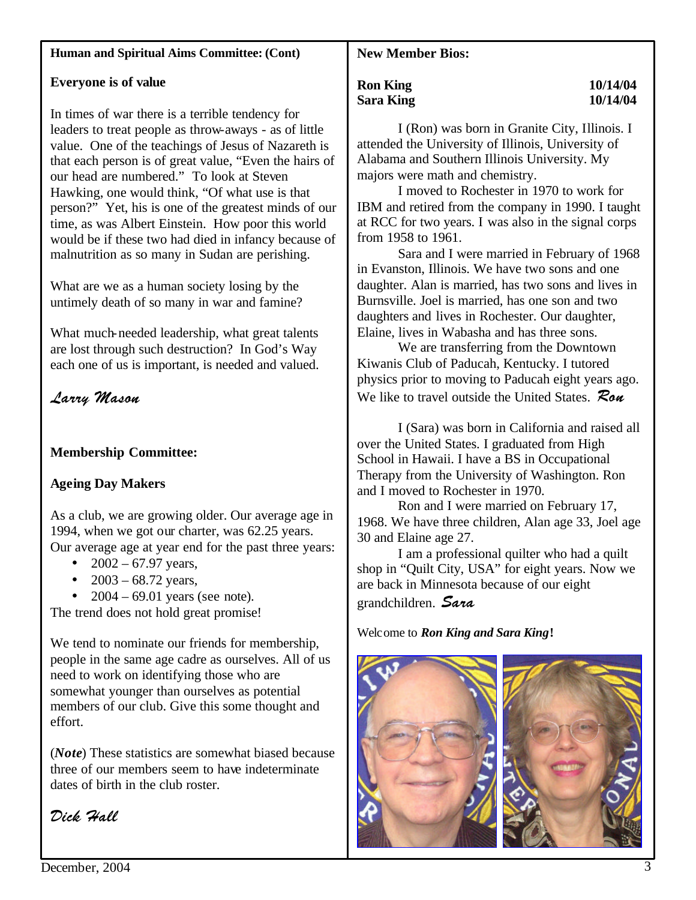## Human and Spiritual Aims Committee: (Cont)

### Everyone is of value

In times of war there is a terrible tendency for leaders to treat people as throw-aways - as of little value. One of the teachings of Jesus of Nazareth is that each person is of great value, "Even the hairs of our head are numbered." To look at Steven Hawking, one would think, "Of what use is that person?" Yet, his is one of the greatest minds of our time, as was Albert Einstein. How poor this world would be if these two had died in infancy because of malnutrition as so many in Sudan are perishing.

What are we as a human society losing by the untimely death of so many in war and famine?

What much-needed leadership, what great talents are lost through such destruction? In God's Way each one of us is important, is needed and valued.

*Larry Mason*

## Membership Committee:

### Ageing Day Makers

As a club, we are growing older. Our average age in 1994, when we got our charter, was 62.25 years. Our average age at year end for the past three years:

- 2002 – 67.97 years,
- 2003 – 68.72 years,
- 2004 – 69.01 years (see note).

The trend does not hold great promise!

We tend to nominate our friends for membership, people in the same age cadre as ourselves. All of us need to work on identifying those who are somewhat younger than ourselves as potential members of our club. Give this some thought and effort.

(***Note***) These statistics are somewhat biased because three of our members seem to have indeterminate dates of birth in the club roster.

*Dick Hall*

## New Member Bios:

**Ron King** **10/14/04**
**Sara King** **10/14/04**

I (Ron) was born in Granite City, Illinois. I attended the University of Illinois, University of Alabama and Southern Illinois University. My majors were math and chemistry.

I moved to Rochester in 1970 to work for IBM and retired from the company in 1990. I taught at RCC for two years. I was also in the signal corps from 1958 to 1961.

Sara and I were married in February of 1968 in Evanston, Illinois. We have two sons and one daughter. Alan is married, has two sons and lives in Burnsville. Joel is married, has one son and two daughters and lives in Rochester. Our daughter, Elaine, lives in Wabasha and has three sons.

We are transferring from the Downtown Kiwanis Club of Paducah, Kentucky. I tutored physics prior to moving to Paducah eight years ago. We like to travel outside the United States. *Ron*

I (Sara) was born in California and raised all over the United States. I graduated from High School in Hawaii. I have a BS in Occupational Therapy from the University of Washington. Ron and I moved to Rochester in 1970.

Ron and I were married on February 17, 1968. We have three children, Alan age 33, Joel age 30 and Elaine age 27.

I am a professional quilter who had a quilt shop in "Quilt City, USA" for eight years. Now we are back in Minnesota because of our eight grandchildren. *Sara*

Welcome to ***Ron King and Sara King*!**

December, 2004